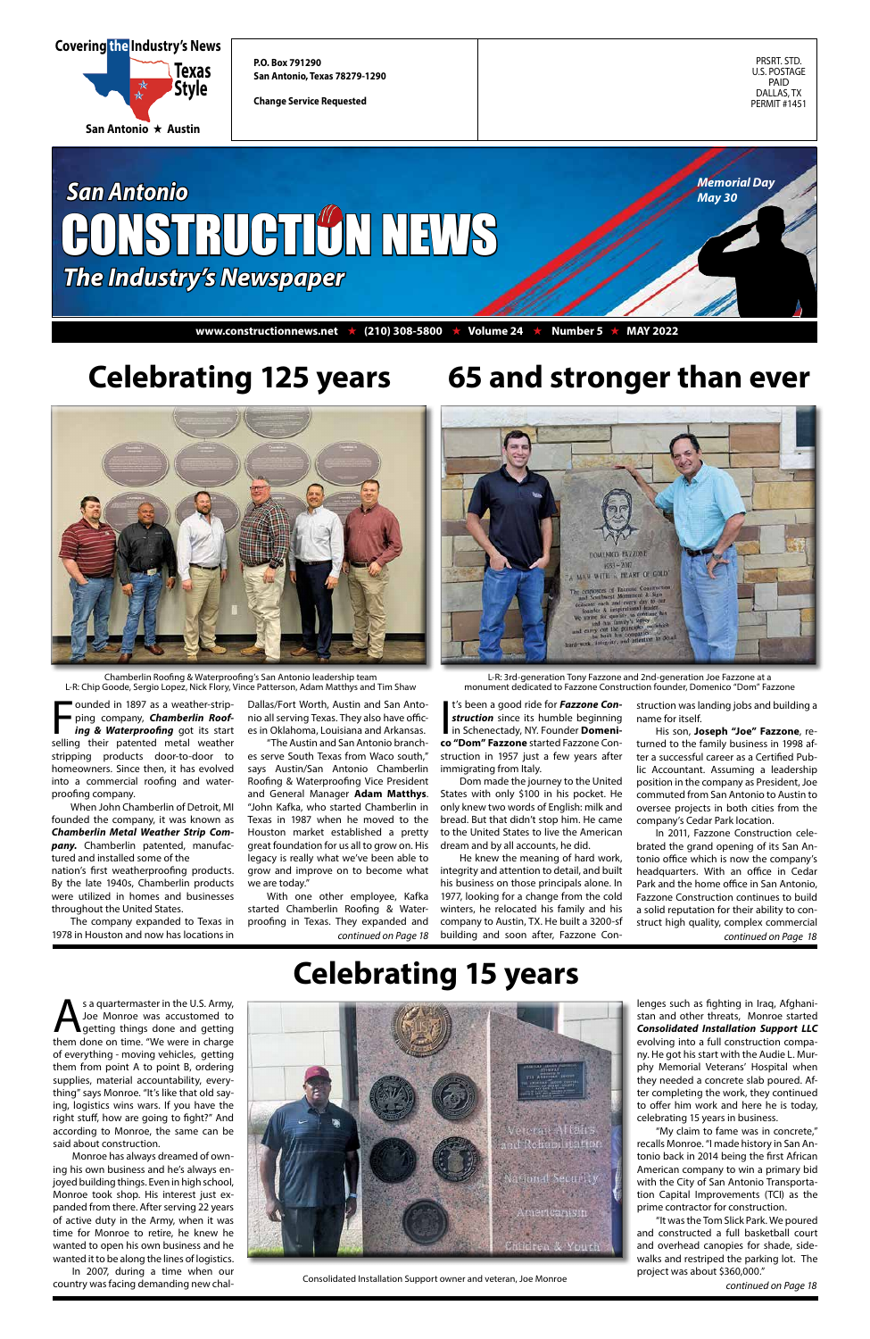Covering the Industry's News

Texas Style

San Antonio ★ Austin

P.O. Box 791290
San Antonio, Texas 78279-1290

Change Service Requested

PRSRT. STD.
U.S. POSTAGE
PAID
DALLAS, TX
PERMIT #1451

# San Antonio CONSTRUCTION NEWS

*The Industry's Newspaper*

*Memorial Day May 30*

www.constructionnews.net ★ (210) 308-5800 ★ Volume 24 ★ Number 5 ★ MAY 2022

## Celebrating 125 years

Chamberlin Roofing & Waterproofing's San Antonio leadership team
L-R: Chip Goode, Sergio Lopez, Nick Flory, Vince Patterson, Adam Matthys and Tim Shaw

Founded in 1897 as a weather-stripping company, ***Chamberlin Roofing & Waterproofing*** got its start selling their patented metal weather stripping products door-to-door to homeowners. Since then, it has evolved into a commercial roofing and waterproofing company.

When John Chamberlin of Detroit, MI founded the company, it was known as ***Chamberlin Metal Weather Strip Company.*** Chamberlin patented, manufactured and installed some of the nation's first weatherproofing products. By the late 1940s, Chamberlin products were utilized in homes and businesses throughout the United States.

The company expanded to Texas in 1978 in Houston and now has locations in Dallas/Fort Worth, Austin and San Antonio all serving Texas. They also have offices in Oklahoma, Louisiana and Arkansas.

"The Austin and San Antonio branches serve South Texas from Waco south," says Austin/San Antonio Chamberlin Roofing & Waterproofing Vice President and General Manager **Adam Matthys**. "John Kafka, who started Chamberlin in Texas in 1987 when he moved to the Houston market established a pretty great foundation for us all to grow on. His legacy is really what we've been able to grow and improve on to become what we are today."

With one other employee, Kafka started Chamberlin Roofing & Waterproofing in Texas. They expanded and *continued on Page 18*

## 65 and stronger than ever

L-R: 3rd-generation Tony Fazzone and 2nd-generation Joe Fazzone at a monument dedicated to Fazzone Construction founder, Domenico "Dom" Fazzone

It's been a good ride for ***Fazzone Construction*** since its humble beginning in Schenectady, NY. Founder **Domenico "Dom" Fazzone** started Fazzone Construction in 1957 just a few years after immigrating from Italy.

Dom made the journey to the United States with only $100 in his pocket. He only knew two words of English: milk and bread. But that didn't stop him. He came to the United States to live the American dream and by all accounts, he did.

He knew the meaning of hard work, integrity and attention to detail, and built his business on those principals alone. In 1977, looking for a change from the cold winters, he relocated his family and his company to Austin, TX. He built a 3200-sf building and soon after, Fazzone Construction was landing jobs and building a name for itself.

His son, **Joseph "Joe" Fazzone**, returned to the family business in 1998 after a successful career as a Certified Public Accountant. Assuming a leadership position in the company as President, Joe commuted from San Antonio to Austin to oversee projects in both cities from the company's Cedar Park location.

In 2011, Fazzone Construction celebrated the grand opening of its San Antonio office which is now the company's headquarters. With an office in Cedar Park and the home office in San Antonio, Fazzone Construction continues to build a solid reputation for their ability to construct high quality, complex commercial *continued on Page 18*

## Celebrating 15 years

Consolidated Installation Support owner and veteran, Joe Monroe

As a quartermaster in the U.S. Army, Joe Monroe was accustomed to getting things done and getting them done on time. "We were in charge of everything - moving vehicles, getting them from point A to point B, ordering supplies, material accountability, everything" says Monroe. "It's like that old saying, logistics wins wars. If you have the right stuff, how are going to fight?" And according to Monroe, the same can be said about construction.

Monroe has always dreamed of owning his own business and he's always enjoyed building things. Even in high school, Monroe took shop. His interest just expanded from there. After serving 22 years of active duty in the Army, when it was time for Monroe to retire, he knew he wanted to open his own business and he wanted it to be along the lines of logistics.

In 2007, during a time when our country was facing demanding new challenges such as fighting in Iraq, Afghanistan and other threats, Monroe started ***Consolidated Installation Support LLC*** evolving into a full construction company. He got his start with the Audie L. Murphy Memorial Veterans' Hospital when they needed a concrete slab poured. After completing the work, they continued to offer him work and here he is today, celebrating 15 years in business.

"My claim to fame was in concrete," recalls Monroe. "I made history in San Antonio back in 2014 being the first African American company to win a primary bid with the City of San Antonio Transportation Capital Improvements (TCI) as the prime contractor for construction.

"It was the Tom Slick Park. We poured and constructed a full basketball court and overhead canopies for shade, sidewalks and restriped the parking lot. The project was about $360,000."

*continued on Page 18*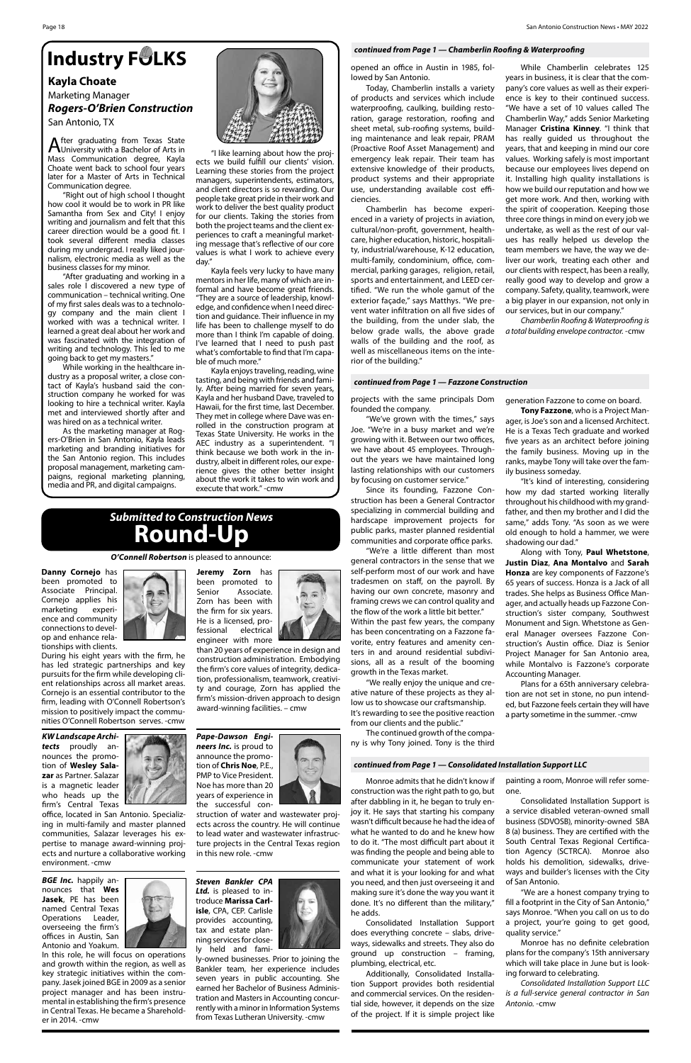# Industry FOLKS

## Kayla Choate

Marketing Manager

***Rogers-O'Brien Construction***

San Antonio, TX

After graduating from Texas State University with a Bachelor of Arts in Mass Communication degree, Kayla Choate went back to school four years later for a Master of Arts in Technical Communication degree.

"Right out of high school I thought how cool it would be to work in PR like Samantha from Sex and City! I enjoy writing and journalism and felt that this career direction would be a good fit. I took several different media classes during my undergrad. I really liked journalism, electronic media as well as the business classes for my minor.

"After graduating and working in a sales role I discovered a new type of communication – technical writing. One of my first sales deals was to a technology company and the main client I worked with was a technical writer. I learned a great deal about her work and was fascinated with the integration of writing and technology. This led to me going back to get my masters."

While working in the healthcare industry as a proposal writer, a close contact of Kayla's husband said the construction company he worked for was looking to hire a technical writer. Kayla met and interviewed shortly after and was hired on as a technical writer.

As the marketing manager at Rogers-O'Brien in San Antonio, Kayla leads marketing and branding initiatives for the San Antonio region. This includes proposal management, marketing campaigns, regional marketing planning, media and PR, and digital campaigns.

"I like learning about how the projects we build fulfill our clients' vision. Learning these stories from the project managers, superintendents, estimators, and client directors is so rewarding. Our people take great pride in their work and work to deliver the best quality product for our clients. Taking the stories from both the project teams and the client experiences to craft a meaningful marketing message that's reflective of our core values is what I work to achieve every day."

Kayla feels very lucky to have many mentors in her life, many of which are informal and have become great friends. "They are a source of leadership, knowledge, and confidence when I need direction and guidance. Their influence in my life has been to challenge myself to do more than I think I'm capable of doing. I've learned that I need to push past what's comfortable to find that I'm capable of much more."

Kayla enjoys traveling, reading, wine tasting, and being with friends and family. After being married for seven years, Kayla and her husband Dave, traveled to Hawaii, for the first time, last December. They met in college where Dave was enrolled in the construction program at Texas State University. He works in the AEC industry as a superintendent. "I think because we both work in the industry, albeit in different roles, our experience gives the other better insight about the work it takes to win work and execute that work." -cmw

# *Submitted to Construction News* Round-Up

***O'Connell Robertson*** is pleased to announce:

**Danny Cornejo** has been promoted to Associate Principal. Cornejo applies his marketing experience and community connections to develop and enhance relationships with clients. During his eight years with the firm, he has led strategic partnerships and key pursuits for the firm while developing client relationships across all market areas. Cornejo is an essential contributor to the firm, leading with O'Connell Robertson's mission to positively impact the communities O'Connell Robertson serves. -cmw

**Jeremy Zorn** has been promoted to Senior Associate. Zorn has been with the firm for six years. He is a licensed, professional electrical engineer with more than 20 years of experience in design and construction administration. Embodying the firm's core values of integrity, dedication, professionalism, teamwork, creativity and courage, Zorn has applied the firm's mission-driven approach to design award-winning facilities. – cmw

***KW Landscape Architects*** proudly announces the promotion of **Wesley Salazar** as Partner. Salazar is a magnetic leader who heads up the firm's Central Texas office, located in San Antonio. Specializing in multi-family and master planned communities, Salazar leverages his expertise to manage award-winning projects and nurture a collaborative working environment. -cmw

***Pape-Dawson Engineers Inc.*** is proud to announce the promotion of **Chris Noe**, P.E., PMP to Vice President. Noe has more than 20 years of experience in the successful construction of water and wastewater projects across the country. He will continue to lead water and wastewater infrastructure projects in the Central Texas region in this new role. -cmw

***BGE Inc.*** happily announces that **Wes Jasek**, PE has been named Central Texas Operations Leader, overseeing the firm's offices in Austin, San Antonio and Yoakum. In this role, he will focus on operations and growth within the region, as well as key strategic initiatives within the company. Jasek joined BGE in 2009 as a senior project manager and has been instrumental in establishing the firm's presence in Central Texas. He became a Shareholder in 2014. -cmw

***Steven Bankler CPA Ltd.*** is pleased to introduce **Marissa Carlisle**, CPA, CEP. Carlisle provides accounting, tax and estate planning services for closely held and family-owned businesses. Prior to joining the Bankler team, her experience includes seven years in public accounting. She earned her Bachelor of Business Administration and Masters in Accounting concurrently with a minor in Information Systems from Texas Lutheran University. -cmw

***continued from Page 1 — Chamberlin Roofing & Waterproofing***

opened an office in Austin in 1985, followed by San Antonio.

Today, Chamberlin installs a variety of products and services which include waterproofing, caulking, building restoration, garage restoration, roofing and sheet metal, sub-roofing systems, building maintenance and leak repair, PRAM (Proactive Roof Asset Management) and emergency leak repair. Their team has extensive knowledge of their products, product systems and their appropriate use, understanding available cost efficiencies.

Chamberlin has become experienced in a variety of projects in aviation, cultural/non-profit, government, healthcare, higher education, historic, hospitality, industrial/warehouse, K-12 education, multi-family, condominium, office, commercial, parking garages, religion, retail, sports and entertainment, and LEED certified. "We run the whole gamut of the exterior façade," says Matthys. "We prevent water infiltration on all five sides of the building, from the under slab, the below grade walls, the above grade walls of the building and the roof, as well as miscellaneous items on the interior of the building."

While Chamberlin celebrates 125 years in business, it is clear that the company's core values as well as their experience is key to their continued success. "We have a set of 10 values called The Chamberlin Way," adds Senior Marketing Manager **Cristina Kinney**. "I think that has really guided us throughout the years, that and keeping in mind our core values. Working safely is most important because our employees lives depend on it. Installing high quality installations is how we build our reputation and how we get more work. And then, working with the spirit of cooperation. Keeping those three core things in mind on every job we undertake, as well as the rest of our values has really helped us develop the team members we have, the way we deliver our work, treating each other and our clients with respect, has been a really, really good way to develop and grow a company. Safety, quality, teamwork, were a big player in our expansion, not only in our services, but in our company."

*Chamberlin Roofing & Waterproofing is a total building envelope contractor.* -cmw

***continued from Page 1 — Fazzone Construction***

projects with the same principals Dom founded the company.

"We've grown with the times," says Joe. "We're in a busy market and we're growing with it. Between our two offices, we have about 45 employees. Throughout the years we have maintained long lasting relationships with our customers by focusing on customer service."

Since its founding, Fazzone Construction has been a General Contractor specializing in commercial building and hardscape improvement projects for public parks, master planned residential communities and corporate office parks.

"We're a little different than most general contractors in the sense that we self-perform most of our work and have tradesmen on staff, on the payroll. By having our own concrete, masonry and framing crews we can control quality and the flow of the work a little bit better." Within the past few years, the company has been concentrating on a Fazzone favorite, entry features and amenity centers in and around residential subdivisions, all as a result of the booming growth in the Texas market.

"We really enjoy the unique and creative nature of these projects as they allow us to showcase our craftsmanship. It's rewarding to see the positive reaction from our clients and the public."

The continued growth of the company is why Tony joined. Tony is the third generation Fazzone to come on board.

**Tony Fazzone**, who is a Project Manager, is Joe's son and a licensed Architect. He is a Texas Tech graduate and worked five years as an architect before joining the family business. Moving up in the ranks, maybe Tony will take over the family business someday.

"It's kind of interesting, considering how my dad started working literally throughout his childhood with my grandfather, and then my brother and I did the same," adds Tony. "As soon as we were old enough to hold a hammer, we were shadowing our dad."

Along with Tony, **Paul Whetstone**, **Justin Diaz**, **Ana Montalvo** and **Sarah Honza** are key components of Fazzone's 65 years of success. Honza is a Jack of all trades. She helps as Business Office Manager, and actually heads up Fazzone Construction's sister company, Southwest Monument and Sign. Whetstone as General Manager oversees Fazzone Construction's Austin office. Diaz is Senior Project Manager for San Antonio area, while Montalvo is Fazzone's corporate Accounting Manager.

Plans for a 65th anniversary celebration are not set in stone, no pun intended, but Fazzone feels certain they will have a party sometime in the summer. -cmw

***continued from Page 1 — Consolidated Installation Support LLC***

Monroe admits that he didn't know if construction was the right path to go, but after dabbling in it, he began to truly enjoy it. He says that starting his company wasn't difficult because he had the idea of what he wanted to do and he knew how to do it. "The most difficult part about it was finding the people and being able to communicate your statement of work and what it is your looking for and what you need, and then just overseeing it and making sure it's done the way you want it done. It's no different than the military," he adds.

Consolidated Installation Support does everything concrete – slabs, driveways, sidewalks and streets. They also do ground up construction – framing, plumbing, electrical, etc.

Additionally, Consolidated Installation Support provides both residential and commercial services. On the residential side, however, it depends on the size of the project. If it is simple project like painting a room, Monroe will refer someone.

Consolidated Installation Support is a service disabled veteran-owned small business (SDVOSB), minority-owned SBA 8 (a) business. They are certified with the South Central Texas Regional Certification Agency (SCTRCA). Monroe also holds his demolition, sidewalks, driveways and builder's licenses with the City of San Antonio.

"We are a honest company trying to fill a footprint in the City of San Antonio," says Monroe. "When you call on us to do a project, your're going to get good, quality service."

Monroe has no definite celebration plans for the company's 15th anniversary which will take place in June but is looking forward to celebrating.

*Consolidated Installation Support LLC is a full-service general contractor in San Antonio.* -cmw